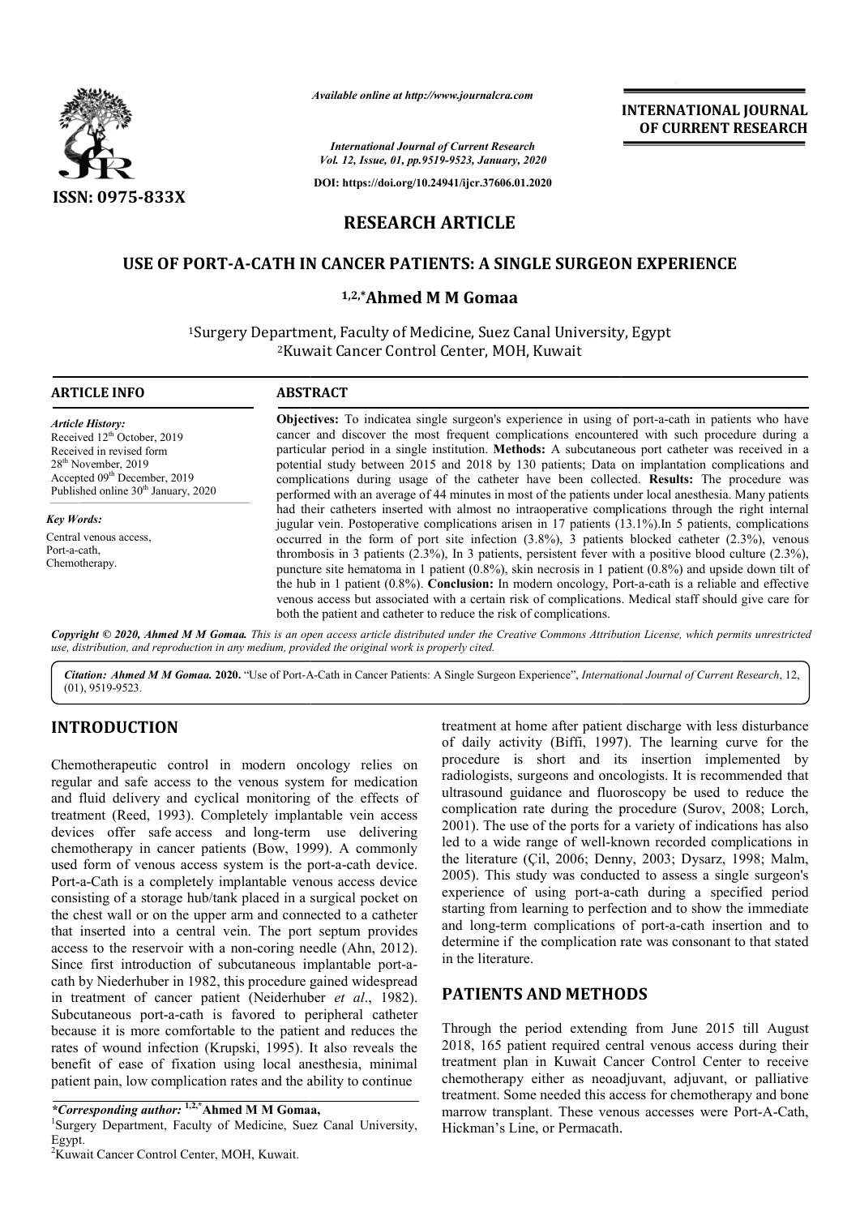# RESEARCH ARTICLE

## USE OF PORT-A-CATH IN CANCER PATIENTS: A SINGLE SURGEON EXPERIENCE

**[1,2,*]Ahmed M M Gomaa**

[1]Surgery Department, Faculty of Medicine, Suez Canal University, Egypt
[2]Kuwait Cancer Control Center, MOH, Kuwait

### ARTICLE INFO

*Article History:*
Received 12th October, 2019
Received in revised form
28th November, 2019
Accepted 09th December, 2019
Published online 30th January, 2020

*Key Words:*
Central venous access,
Port-a-cath,
Chemotherapy.

### ABSTRACT

**Objectives:** To indicatea single surgeon's experience in using of port-a-cath in patients who have cancer and discover the most frequent complications encountered with such procedure during a particular period in a single institution. **Methods:** A subcutaneous port catheter was received in a potential study between 2015 and 2018 by 130 patients; Data on implantation complications and complications during usage of the catheter have been collected. **Results:** The procedure was performed with an average of 44 minutes in most of the patients under local anesthesia. Many patients had their catheters inserted with almost no intraoperative complications through the right internal jugular vein. Postoperative complications arisen in 17 patients (13.1%).In 5 patients, complications occurred in the form of port site infection (3.8%), 3 patients blocked catheter (2.3%), venous thrombosis in 3 patients (2.3%), In 3 patients, persistent fever with a positive blood culture (2.3%), puncture site hematoma in 1 patient (0.8%), skin necrosis in 1 patient (0.8%) and upside down tilt of the hub in 1 patient (0.8%). **Conclusion:** In modern oncology, Port-a-cath is a reliable and effective venous access but associated with a certain risk of complications. Medical staff should give care for both the patient and catheter to reduce the risk of complications.

*Copyright © 2020, Ahmed M M Gomaa. This is an open access article distributed under the Creative Commons Attribution License, which permits unrestricted use, distribution, and reproduction in any medium, provided the original work is properly cited.*

***Citation: Ahmed M M Gomaa. 2020.** "Use of Port-A-Cath in Cancer Patients: A Single Surgeon Experience", International Journal of Current Research, 12, (01), 9519-9523.*

## INTRODUCTION

Chemotherapeutic control in modern oncology relies on regular and safe access to the venous system for medication and fluid delivery and cyclical monitoring of the effects of treatment (Reed, 1993). Completely implantable vein access devices offer safe access and long-term use delivering chemotherapy in cancer patients (Bow, 1999). A commonly used form of venous access system is the port-a-cath device. Port-a-Cath is a completely implantable venous access device consisting of a storage hub/tank placed in a surgical pocket on the chest wall or on the upper arm and connected to a catheter that inserted into a central vein. The port septum provides access to the reservoir with a non-coring needle (Ahn, 2012). Since first introduction of subcutaneous implantable port-a-cath by Niederhuber in 1982, this procedure gained widespread in treatment of cancer patient (Neiderhuber *et al*., 1982). Subcutaneous port-a-cath is favored to peripheral catheter because it is more comfortable to the patient and reduces the rates of wound infection (Krupski, 1995). It also reveals the benefit of ease of fixation using local anesthesia, minimal patient pain, low complication rates and the ability to continue treatment at home after patient discharge with less disturbance of daily activity (Biffi, 1997). The learning curve for the procedure is short and its insertion implemented by radiologists, surgeons and oncologists. It is recommended that ultrasound guidance and fluoroscopy be used to reduce the complication rate during the procedure (Surov, 2008; Lorch, 2001). The use of the ports for a variety of indications has also led to a wide range of well-known recorded complications in the literature (Çil, 2006; Denny, 2003; Dysarz, 1998; Malm, 2005). This study was conducted to assess a single surgeon's experience of using port-a-cath during a specified period starting from learning to perfection and to show the immediate and long-term complications of port-a-cath insertion and to determine if the complication rate was consonant to that stated in the literature.

## PATIENTS AND METHODS

Through the period extending from June 2015 till August 2018, 165 patient required central venous access during their treatment plan in Kuwait Cancer Control Center to receive chemotherapy either as neoadjuvant, adjuvant, or palliative treatment. Some needed this access for chemotherapy and bone marrow transplant. These venous accesses were Port-A-Cath, Hickman's Line, or Permacath.

**\*Corresponding author:** [1,2,*]**Ahmed M M Gomaa,**
[1]Surgery Department, Faculty of Medicine, Suez Canal University, Egypt.
[2]Kuwait Cancer Control Center, MOH, Kuwait.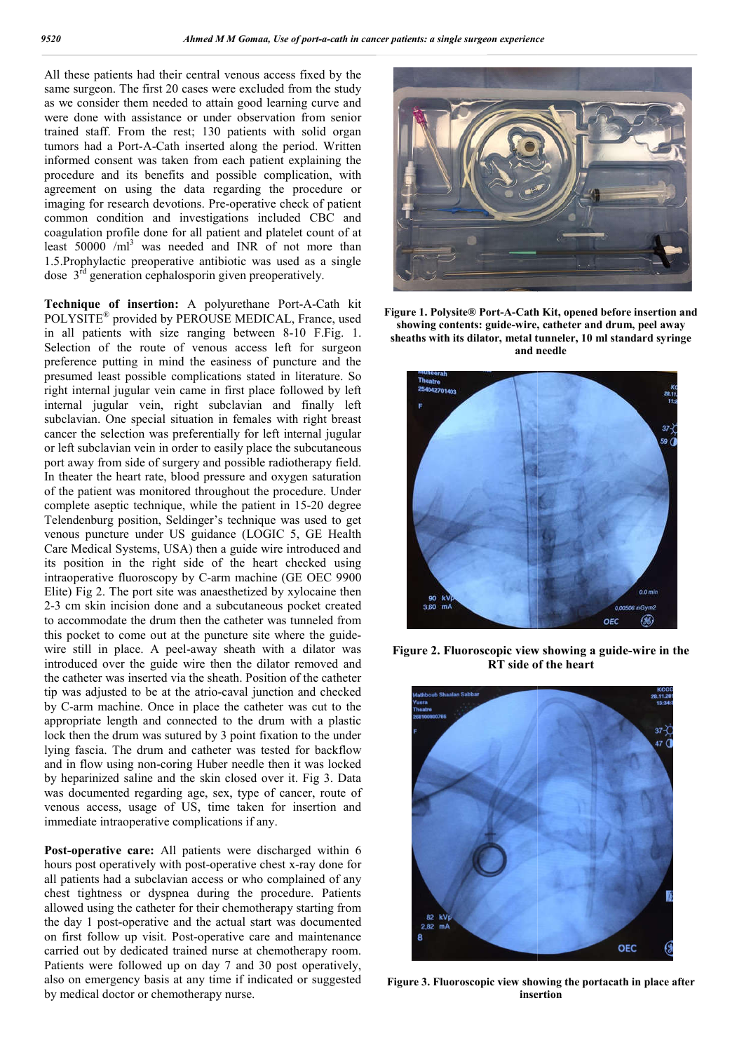All these patients had their central venous access fixed by the same surgeon. The first 20 cases were excluded from the study as we consider them needed to attain good learning curve and were done with assistance or under observation from senior trained staff. From the rest; 130 patients with solid organ tumors had a Port-A-Cath inserted along the period. Written informed consent was taken from each patient explaining the procedure and its benefits and possible complication, with agreement on using the data regarding the procedure or imaging for research devotions. Pre-operative check of patient common condition and investigations included CBC and coagulation profile done for all patient and platelet count of at least 50000 /ml$^3$ was needed and INR of not more than 1.5.Prophylactic preoperative antibiotic was used as a single dose 3$^{rd}$ generation cephalosporin given preoperatively.

**Technique of insertion:** A polyurethane Port-A-Cath kit POLYSITE® provided by PEROUSE MEDICAL, France, used in all patients with size ranging between 8-10 F.Fig. 1. Selection of the route of venous access left for surgeon preference putting in mind the easiness of puncture and the presumed least possible complications stated in literature. So right internal jugular vein came in first place followed by left internal jugular vein, right subclavian and finally left subclavian. One special situation in females with right breast cancer the selection was preferentially for left internal jugular or left subclavian vein in order to easily place the subcutaneous port away from side of surgery and possible radiotherapy field. In theater the heart rate, blood pressure and oxygen saturation of the patient was monitored throughout the procedure. Under complete aseptic technique, while the patient in 15-20 degree Telendenburg position, Seldinger's technique was used to get venous puncture under US guidance (LOGIC 5, GE Health Care Medical Systems, USA) then a guide wire introduced and its position in the right side of the heart checked using intraoperative fluoroscopy by C-arm machine (GE OEC 9900 Elite) Fig 2. The port site was anaesthetized by xylocaine then 2-3 cm skin incision done and a subcutaneous pocket created to accommodate the drum then the catheter was tunneled from this pocket to come out at the puncture site where the guide-wire still in place. A peel-away sheath with a dilator was introduced over the guide wire then the dilator removed and the catheter was inserted via the sheath. Position of the catheter tip was adjusted to be at the atrio-caval junction and checked by C-arm machine. Once in place the catheter was cut to the appropriate length and connected to the drum with a plastic lock then the drum was sutured by 3 point fixation to the under lying fascia. The drum and catheter was tested for backflow and in flow using non-coring Huber needle then it was locked by heparinized saline and the skin closed over it. Fig 3. Data was documented regarding age, sex, type of cancer, route of venous access, usage of US, time taken for insertion and immediate intraoperative complications if any.

**Post-operative care:** All patients were discharged within 6 hours post operatively with post-operative chest x-ray done for all patients had a subclavian access or who complained of any chest tightness or dyspnea during the procedure. Patients allowed using the catheter for their chemotherapy starting from the day 1 post-operative and the actual start was documented on first follow up visit. Post-operative care and maintenance carried out by dedicated trained nurse at chemotherapy room. Patients were followed up on day 7 and 30 post operatively, also on emergency basis at any time if indicated or suggested by medical doctor or chemotherapy nurse.

**Figure 1. Polysite® Port-A-Cath Kit, opened before insertion and showing contents: guide-wire, catheter and drum, peel away sheaths with its dilator, metal tunneler, 10 ml standard syringe and needle**

**Figure 2. Fluoroscopic view showing a guide-wire in the RT side of the heart**

**Figure 3. Fluoroscopic view showing the portacath in place after insertion**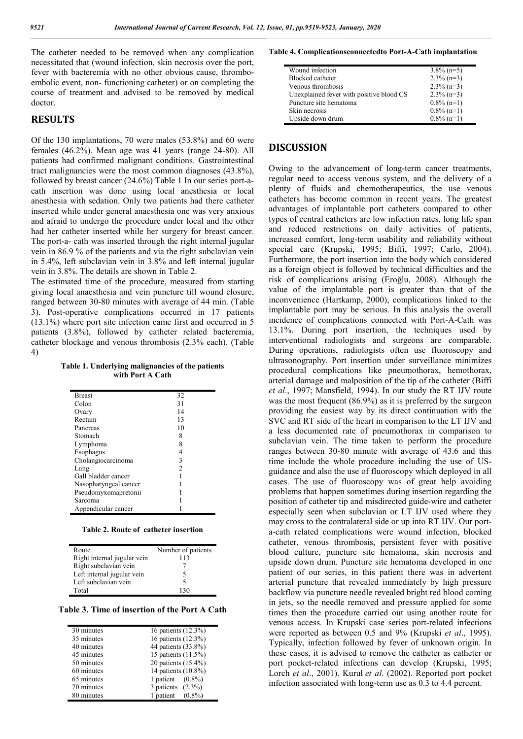The catheter needed to be removed when any complication necessitated that (wound infection, skin necrosis over the port, fever with bacteremia with no other obvious cause, thrombo-embolic event, non- functioning catheter) or on completing the course of treatment and advised to be removed by medical doctor.

## RESULTS

Of the 130 implantations, 70 were males (53.8%) and 60 were females (46.2%). Mean age was 41 years (range 24-80). All patients had confirmed malignant conditions. Gastrointestinal tract malignancies were the most common diagnoses (43.8%), followed by breast cancer (24.6%) Table 1 In our series port-a-cath insertion was done using local anesthesia or local anesthesia with sedation. Only two patients had there catheter inserted while under general anaesthesia one was very anxious and afraid to undergo the procedure under local and the other had her catheter inserted while her surgery for breast cancer. The port-a- cath was inserted through the right internal jugular vein in 86.9 % of the patients and via the right subclavian vein in 5.4%, left subclavian vein in 3.8% and left internal jugular vein in 3.8%. The details are shown in Table 2.

The estimated time of the procedure, measured from starting giving local anaesthesia and vein puncture till wound closure, ranged between 30-80 minutes with average of 44 min. (Table 3). Post-operative complications occurred in 17 patients (13.1%) where port site infection came first and occurred in 5 patients (3.8%), followed by catheter related bacteremia, catheter blockage and venous thrombosis (2.3% each). (Table 4)

**Table 1. Underlying malignancies of the patients with Port A Cath**

| | |
|---|---|
| Breast | 32 |
| Colon | 31 |
| Ovary | 14 |
| Rectum | 13 |
| Pancreas | 10 |
| Stomach | 8 |
| Lymphoma | 8 |
| Esophagus | 4 |
| Cholangiocarcinoma | 3 |
| Lung | 2 |
| Gall bladder cancer | 1 |
| Nasopharyngeal cancer | 1 |
| Pseudomyxomapretonii | 1 |
| Sarcoma | 1 |
| Appendicular cancer | 1 |

**Table 2. Route of catheter insertion**

| Route | Number of patients |
|---|---|
| Right internal jugular vein | 113 |
| Right subclavian vein | 7 |
| Left internal jugular vein | 5 |
| Left subclavian vein | 5 |
| Total | 130 |

**Table 3. Time of insertion of the Port A Cath**

| | |
|---|---|
| 30 minutes | 16 patients (12.3%) |
| 35 minutes | 16 patients (12.3%) |
| 40 minutes | 44 patients (33.8%) |
| 45 minutes | 15 patients (11.5%) |
| 50 minutes | 20 patients (15.4%) |
| 60 minutes | 14 patients (10.8%) |
| 65 minutes | 1 patient (0.8%) |
| 70 minutes | 3 patients (2.3%) |
| 80 minutes | 1 patient (0.8%) |

**Table 4. Complicationsconnectedto Port-A-Cath implantation**

| | |
|---|---|
| Wound infection | 3.8% (n=5) |
| Blocked catheter | 2.3% (n=3) |
| Venous thrombosis | 2.3% (n=3) |
| Unexplained fever with positive blood CS | 2.3% (n=3) |
| Puncture site hematoma | 0.8% (n=1) |
| Skin necrosis | 0.8% (n=1) |
| Upside down drum | 0.8% (n=1) |

## DISCUSSION

Owing to the advancement of long-term cancer treatments, regular need to access venous system, and the delivery of a plenty of fluids and chemotherapeutics, the use venous catheters has become common in recent years. The greatest advantages of implantable port catheters compared to other types of central catheters are low infection rates, long life span and reduced restrictions on daily activities of patients, increased comfort, long-term usability and reliability without special care (Krupski, 1995; Biffi, 1997; Carlo, 2004). Furthermore, the port insertion into the body which considered as a foreign object is followed by technical difficulties and the risk of complications arising (Eroğlu, 2008). Although the value of the implantable port is greater than that of the inconvenience (Hartkamp, 2000), complications linked to the implantable port may be serious. In this analysis the overall incidence of complications connected with Port-A-Cath was 13.1%. During port insertion, the techniques used by interventional radiologists and surgeons are comparable. During operations, radiologists often use fluoroscopy and ultrasonography. Port insertion under surveillance minimizes procedural complications like pneumothorax, hemothorax, arterial damage and malposition of the tip of the catheter (Biffi *et al*., 1997; Mansfield, 1994). In our study the RT IJV route was the most frequent (86.9%) as it is preferred by the surgeon providing the easiest way by its direct continuation with the SVC and RT side of the heart in comparison to the LT IJV and a less documented rate of pneumothorax in comparison to subclavian vein. The time taken to perform the procedure ranges between 30-80 minute with average of 43.6 and this time include the whole procedure including the use of US-guidance and also the use of fluoroscopy which deployed in all cases. The use of fluoroscopy was of great help avoiding problems that happen sometimes during insertion regarding the position of catheter tip and misdirected guide-wire and catheter especially seen when subclavian or LT IJV used where they may cross to the contralateral side or up into RT IJV. Our port-a-cath related complications were wound infection, blocked catheter, venous thrombosis, persistent fever with positive blood culture, puncture site hematoma, skin necrosis and upside down drum. Puncture site hematoma developed in one patient of our series, in this patient there was in advertent arterial puncture that revealed immediately by high pressure backflow via puncture needle revealed bright red blood coming in jets, so the needle removed and pressure applied for some times then the procedure carried out using another route for venous access. In Krupski case series port-related infections were reported as between 0.5 and 9% (Krupski *et al*., 1995). Typically, infection followed by fever of unknown origin. In these cases, it is advised to remove the catheter as catheter or port pocket-related infections can develop (Krupski, 1995; Lorch *et al*., 2001). Kurul *et al*. (2002). Reported port pocket infection associated with long-term use as 0.3 to 4.4 percent.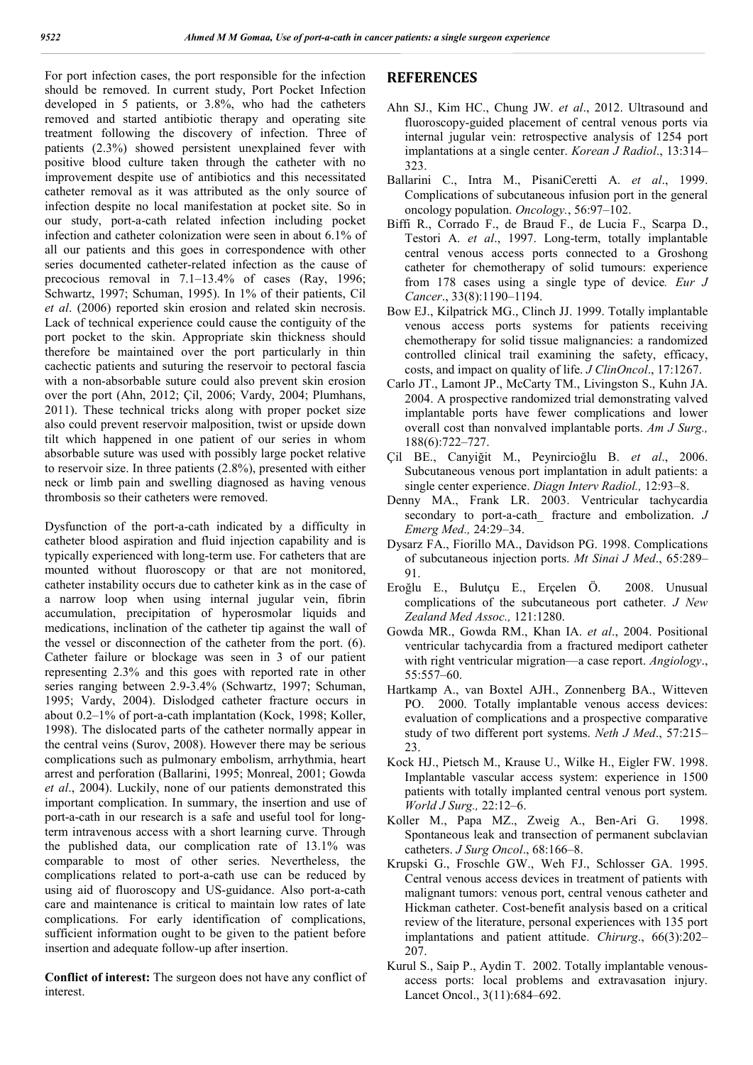For port infection cases, the port responsible for the infection should be removed. In current study, Port Pocket Infection developed in 5 patients, or 3.8%, who had the catheters removed and started antibiotic therapy and operating site treatment following the discovery of infection. Three of patients (2.3%) showed persistent unexplained fever with positive blood culture taken through the catheter with no improvement despite use of antibiotics and this necessitated catheter removal as it was attributed as the only source of infection despite no local manifestation at pocket site. So in our study, port-a-cath related infection including pocket infection and catheter colonization were seen in about 6.1% of all our patients and this goes in correspondence with other series documented catheter-related infection as the cause of precocious removal in 7.1–13.4% of cases (Ray, 1996; Schwartz, 1997; Schuman, 1995). In 1% of their patients, Cil *et al*. (2006) reported skin erosion and related skin necrosis. Lack of technical experience could cause the contiguity of the port pocket to the skin. Appropriate skin thickness should therefore be maintained over the port particularly in thin cachectic patients and suturing the reservoir to pectoral fascia with a non-absorbable suture could also prevent skin erosion over the port (Ahn, 2012; Çil, 2006; Vardy, 2004; Plumhans, 2011). These technical tricks along with proper pocket size also could prevent reservoir malposition, twist or upside down tilt which happened in one patient of our series in whom absorbable suture was used with possibly large pocket relative to reservoir size. In three patients (2.8%), presented with either neck or limb pain and swelling diagnosed as having venous thrombosis so their catheters were removed.

Dysfunction of the port-a-cath indicated by a difficulty in catheter blood aspiration and fluid injection capability and is typically experienced with long-term use. For catheters that are mounted without fluoroscopy or that are not monitored, catheter instability occurs due to catheter kink as in the case of a narrow loop when using internal jugular vein, fibrin accumulation, precipitation of hyperosmolar liquids and medications, inclination of the catheter tip against the wall of the vessel or disconnection of the catheter from the port. (6). Catheter failure or blockage was seen in 3 of our patient representing 2.3% and this goes with reported rate in other series ranging between 2.9-3.4% (Schwartz, 1997; Schuman, 1995; Vardy, 2004). Dislodged catheter fracture occurs in about 0.2–1% of port-a-cath implantation (Kock, 1998; Koller, 1998). The dislocated parts of the catheter normally appear in the central veins (Surov, 2008). However there may be serious complications such as pulmonary embolism, arrhythmia, heart arrest and perforation (Ballarini, 1995; Monreal, 2001; Gowda *et al*., 2004). Luckily, none of our patients demonstrated this important complication. In summary, the insertion and use of port-a-cath in our research is a safe and useful tool for long-term intravenous access with a short learning curve. Through the published data, our complication rate of 13.1% was comparable to most of other series. Nevertheless, the complications related to port-a-cath use can be reduced by using aid of fluoroscopy and US-guidance. Also port-a-cath care and maintenance is critical to maintain low rates of late complications. For early identification of complications, sufficient information ought to be given to the patient before insertion and adequate follow-up after insertion.

**Conflict of interest:** The surgeon does not have any conflict of interest.

## REFERENCES

Ahn SJ., Kim HC., Chung JW. *et al*., 2012. Ultrasound and fluoroscopy-guided placement of central venous ports via internal jugular vein: retrospective analysis of 1254 port implantations at a single center. *Korean J Radiol*., 13:314–323.

Ballarini C., Intra M., PisaniCeretti A. *et al*., 1999. Complications of subcutaneous infusion port in the general oncology population. *Oncology.*, 56:97–102.

Biffi R., Corrado F., de Braud F., de Lucia F., Scarpa D., Testori A. *et al*., 1997. Long-term, totally implantable central venous access ports connected to a Groshong catheter for chemotherapy of solid tumours: experience from 178 cases using a single type of device*. Eur J Cancer*., 33(8):1190–1194.

Bow EJ., Kilpatrick MG., Clinch JJ. 1999. Totally implantable venous access ports systems for patients receiving chemotherapy for solid tissue malignancies: a randomized controlled clinical trail examining the safety, efficacy, costs, and impact on quality of life. *J ClinOncol*., 17:1267.

Carlo JT., Lamont JP., McCarty TM., Livingston S., Kuhn JA. 2004. A prospective randomized trial demonstrating valved implantable ports have fewer complications and lower overall cost than nonvalved implantable ports. *Am J Surg.,* 188(6):722–727.

Çil BE., Canyiğit M., Peynircioğlu B. *et al*., 2006. Subcutaneous venous port implantation in adult patients: a single center experience. *Diagn Interv Radiol.,* 12:93–8.

Denny MA., Frank LR. 2003. Ventricular tachycardia secondary to port-a-cath_ fracture and embolization. *J Emerg Med.,* 24:29–34.

Dysarz FA., Fiorillo MA., Davidson PG. 1998. Complications of subcutaneous injection ports. *Mt Sinai J Med*., 65:289–91.

Eroğlu E., Bulutçu E., Erçelen Ö. 2008. Unusual complications of the subcutaneous port catheter. *J New Zealand Med Assoc.,* 121:1280.

Gowda MR., Gowda RM., Khan IA. *et al*., 2004. Positional ventricular tachycardia from a fractured mediport catheter with right ventricular migration—a case report. *Angiology*., 55:557–60.

Hartkamp A., van Boxtel AJH., Zonnenberg BA., Witteven PO. 2000. Totally implantable venous access devices: evaluation of complications and a prospective comparative study of two different port systems. *Neth J Med*., 57:215–23.

Kock HJ., Pietsch M., Krause U., Wilke H., Eigler FW. 1998. Implantable vascular access system: experience in 1500 patients with totally implanted central venous port system. *World J Surg.,* 22:12–6.

Koller M., Papa MZ., Zweig A., Ben-Ari G. 1998. Spontaneous leak and transection of permanent subclavian catheters. *J Surg Oncol*., 68:166–8.

Krupski G., Froschle GW., Weh FJ., Schlosser GA. 1995. Central venous access devices in treatment of patients with malignant tumors: venous port, central venous catheter and Hickman catheter. Cost-benefit analysis based on a critical review of the literature, personal experiences with 135 port implantations and patient attitude. *Chirurg*., 66(3):202–207.

Kurul S., Saip P., Aydin T. 2002. Totally implantable venous-access ports: local problems and extravasation injury. Lancet Oncol., 3(11):684–692.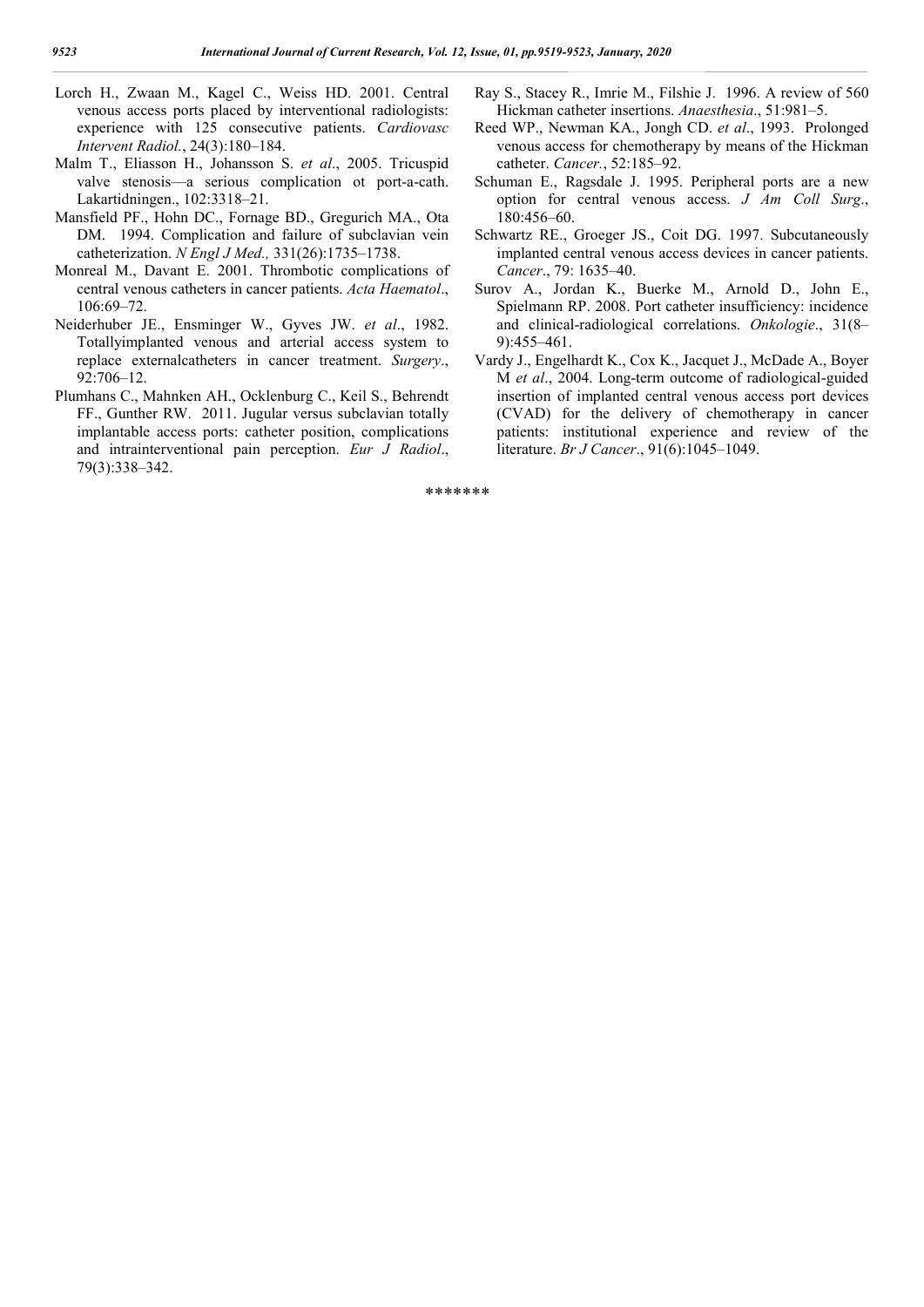Lorch H., Zwaan M., Kagel C., Weiss HD. 2001. Central venous access ports placed by interventional radiologists: experience with 125 consecutive patients. *Cardiovasc Intervent Radiol.*, 24(3):180–184.

Malm T., Eliasson H., Johansson S. *et al*., 2005. Tricuspid valve stenosis—a serious complication ot port-a-cath. Lakartidningen., 102:3318–21.

Mansfield PF., Hohn DC., Fornage BD., Gregurich MA., Ota DM. 1994. Complication and failure of subclavian vein catheterization. *N Engl J Med.,* 331(26):1735–1738.

Monreal M., Davant E. 2001. Thrombotic complications of central venous catheters in cancer patients. *Acta Haematol*., 106:69–72.

Neiderhuber JE., Ensminger W., Gyves JW. *et al*., 1982. Totallyimplanted venous and arterial access system to replace externalcatheters in cancer treatment. *Surgery*., 92:706–12.

Plumhans C., Mahnken AH., Ocklenburg C., Keil S., Behrendt FF., Gunther RW. 2011. Jugular versus subclavian totally implantable access ports: catheter position, complications and intrainterventional pain perception. *Eur J Radiol*., 79(3):338–342.

Ray S., Stacey R., Imrie M., Filshie J. 1996. A review of 560 Hickman catheter insertions. *Anaesthesia*., 51:981–5.

Reed WP., Newman KA., Jongh CD. *et al*., 1993. Prolonged venous access for chemotherapy by means of the Hickman catheter. *Cancer.*, 52:185–92.

Schuman E., Ragsdale J. 1995. Peripheral ports are a new option for central venous access. *J Am Coll Surg*., 180:456–60.

Schwartz RE., Groeger JS., Coit DG. 1997. Subcutaneously implanted central venous access devices in cancer patients. *Cancer*., 79: 1635–40.

Surov A., Jordan K., Buerke M., Arnold D., John E., Spielmann RP. 2008. Port catheter insufficiency: incidence and clinical-radiological correlations. *Onkologie*., 31(8–9):455–461.

Vardy J., Engelhardt K., Cox K., Jacquet J., McDade A., Boyer M *et al*., 2004. Long-term outcome of radiological-guided insertion of implanted central venous access port devices (CVAD) for the delivery of chemotherapy in cancer patients: institutional experience and review of the literature. *Br J Cancer*., 91(6):1045–1049.

*******